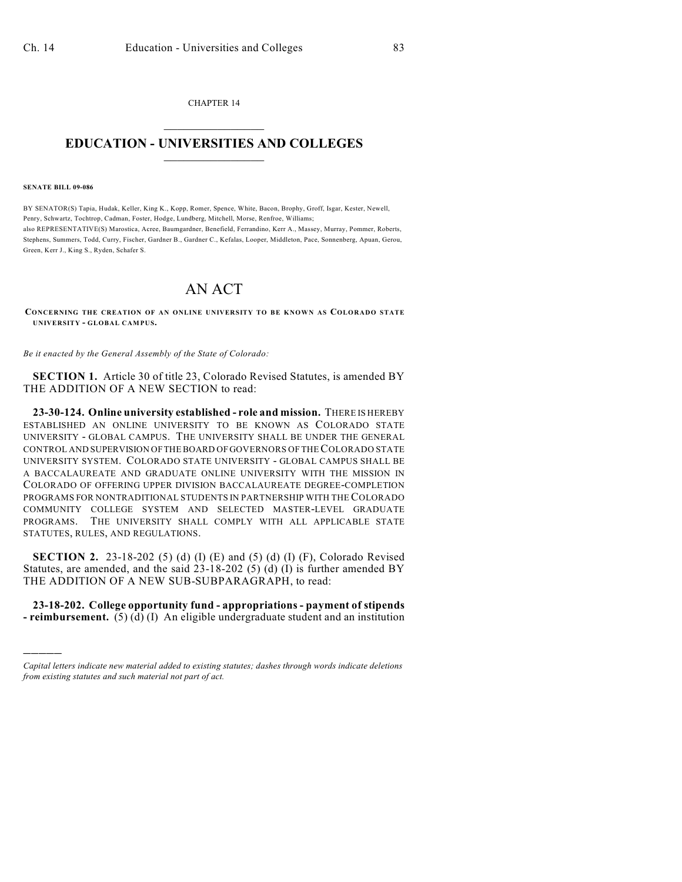CHAPTER 14

# EDUCATION - UNIVERSITIES AND COLLEGES

**SENATE BILL 09-086**

BY SENATOR(S) Tapia, Hudak, Keller, King K., Kopp, Romer, Spence, White, Bacon, Brophy, Groff, Isgar, Kester, Newell, Penry, Schwartz, Tochtrop, Cadman, Foster, Hodge, Lundberg, Mitchell, Morse, Renfroe, Williams;
also REPRESENTATIVE(S) Marostica, Acree, Baumgardner, Benefield, Ferrandino, Kerr A., Massey, Murray, Pommer, Roberts, Stephens, Summers, Todd, Curry, Fischer, Gardner B., Gardner C., Kefalas, Looper, Middleton, Pace, Sonnenberg, Apuan, Gerou, Green, Kerr J., King S., Ryden, Schafer S.

# AN ACT

**CONCERNING THE CREATION OF AN ONLINE UNIVERSITY TO BE KNOWN AS COLORADO STATE UNIVERSITY - GLOBAL CAMPUS.**

*Be it enacted by the General Assembly of the State of Colorado:*

**SECTION 1.** Article 30 of title 23, Colorado Revised Statutes, is amended BY THE ADDITION OF A NEW SECTION to read:

**23-30-124. Online university established - role and mission.** THERE IS HEREBY ESTABLISHED AN ONLINE UNIVERSITY TO BE KNOWN AS COLORADO STATE UNIVERSITY - GLOBAL CAMPUS. THE UNIVERSITY SHALL BE UNDER THE GENERAL CONTROL AND SUPERVISION OF THE BOARD OF GOVERNORS OF THE COLORADO STATE UNIVERSITY SYSTEM. COLORADO STATE UNIVERSITY - GLOBAL CAMPUS SHALL BE A BACCALAUREATE AND GRADUATE ONLINE UNIVERSITY WITH THE MISSION IN COLORADO OF OFFERING UPPER DIVISION BACCALAUREATE DEGREE-COMPLETION PROGRAMS FOR NONTRADITIONAL STUDENTS IN PARTNERSHIP WITH THE COLORADO COMMUNITY COLLEGE SYSTEM AND SELECTED MASTER-LEVEL GRADUATE PROGRAMS. THE UNIVERSITY SHALL COMPLY WITH ALL APPLICABLE STATE STATUTES, RULES, AND REGULATIONS.

**SECTION 2.** 23-18-202 (5) (d) (I) (E) and (5) (d) (I) (F), Colorado Revised Statutes, are amended, and the said 23-18-202 (5) (d) (I) is further amended BY THE ADDITION OF A NEW SUB-SUBPARAGRAPH, to read:

**23-18-202. College opportunity fund - appropriations - payment of stipends - reimbursement.** (5) (d) (I) An eligible undergraduate student and an institution

*Capital letters indicate new material added to existing statutes; dashes through words indicate deletions from existing statutes and such material not part of act.*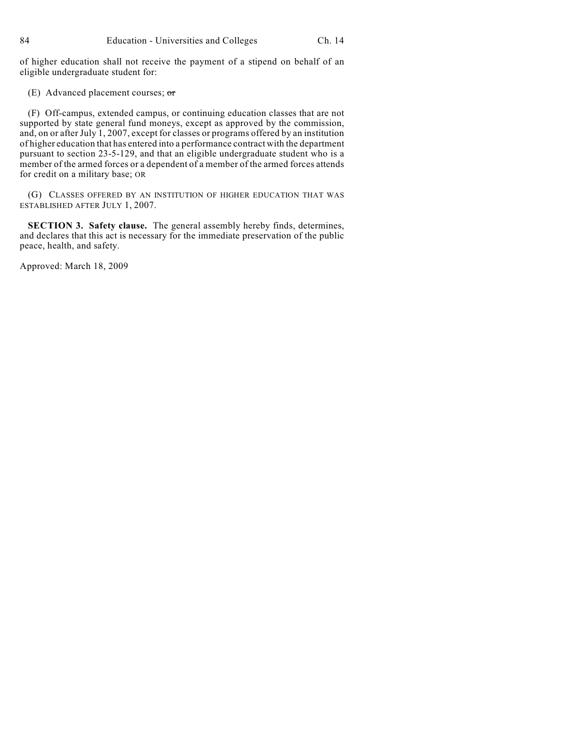of higher education shall not receive the payment of a stipend on behalf of an eligible undergraduate student for:

(E) Advanced placement courses; ~~or~~

(F) Off-campus, extended campus, or continuing education classes that are not supported by state general fund moneys, except as approved by the commission, and, on or after July 1, 2007, except for classes or programs offered by an institution of higher education that has entered into a performance contract with the department pursuant to section 23-5-129, and that an eligible undergraduate student who is a member of the armed forces or a dependent of a member of the armed forces attends for credit on a military base; OR

(G) CLASSES OFFERED BY AN INSTITUTION OF HIGHER EDUCATION THAT WAS ESTABLISHED AFTER JULY 1, 2007.

**SECTION 3. Safety clause.** The general assembly hereby finds, determines, and declares that this act is necessary for the immediate preservation of the public peace, health, and safety.

Approved: March 18, 2009